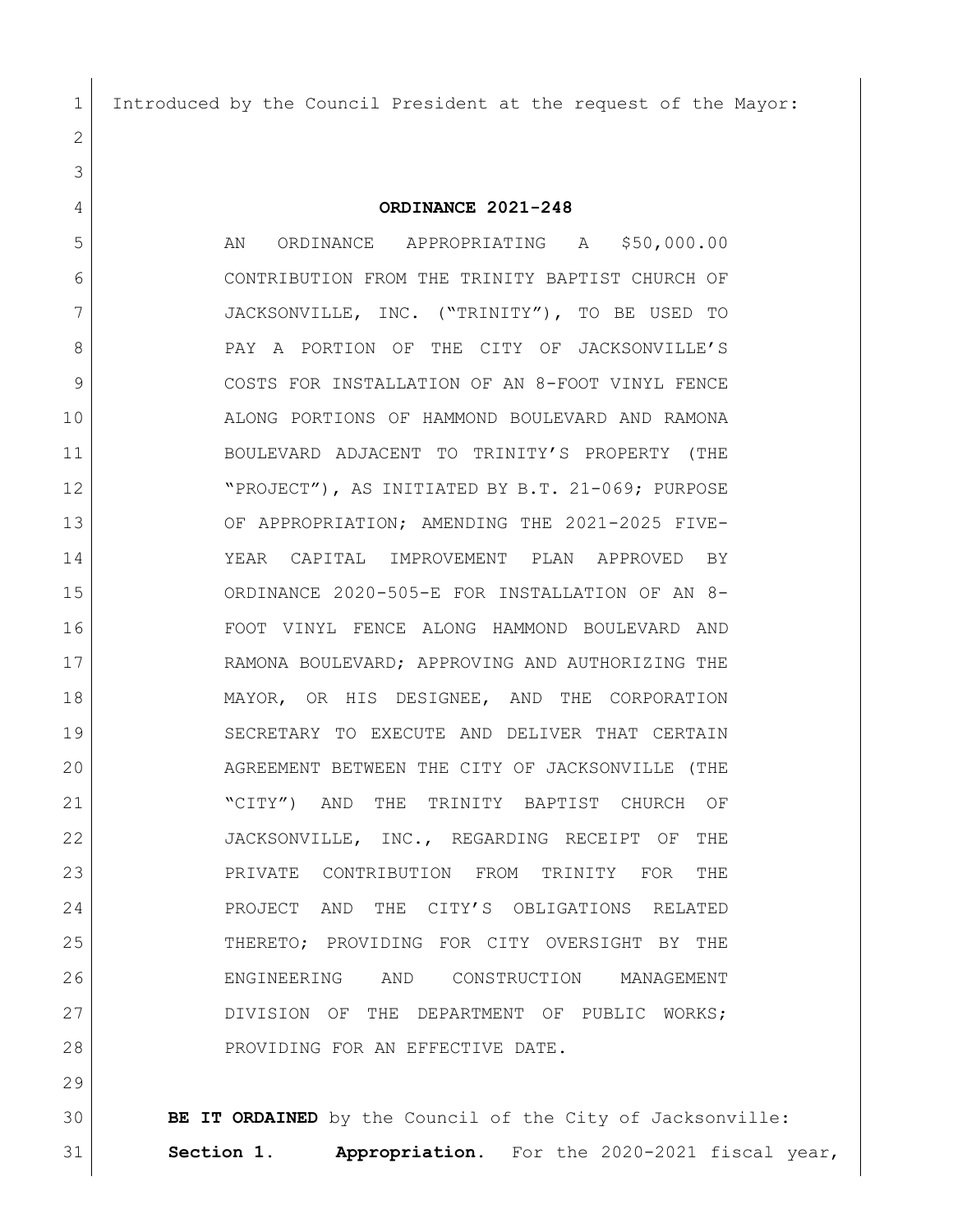Introduced by the Council President at the request of the Mayor:

**ORDINANCE 2021-248**

AN ORDINANCE APPROPRIATING A $50,000.00 CONTRIBUTION FROM THE TRINITY BAPTIST CHURCH OF JACKSONVILLE, INC. ("TRINITY"), TO BE USED TO PAY A PORTION OF THE CITY OF JACKSONVILLE'S COSTS FOR INSTALLATION OF AN 8-FOOT VINYL FENCE ALONG PORTIONS OF HAMMOND BOULEVARD AND RAMONA BOULEVARD ADJACENT TO TRINITY'S PROPERTY (THE "PROJECT"), AS INITIATED BY B.T. 21-069; PURPOSE OF APPROPRIATION; AMENDING THE 2021-2025 FIVE-YEAR CAPITAL IMPROVEMENT PLAN APPROVED BY ORDINANCE 2020-505-E FOR INSTALLATION OF AN 8-FOOT VINYL FENCE ALONG HAMMOND BOULEVARD AND RAMONA BOULEVARD; APPROVING AND AUTHORIZING THE MAYOR, OR HIS DESIGNEE, AND THE CORPORATION SECRETARY TO EXECUTE AND DELIVER THAT CERTAIN AGREEMENT BETWEEN THE CITY OF JACKSONVILLE (THE "CITY") AND THE TRINITY BAPTIST CHURCH OF JACKSONVILLE, INC., REGARDING RECEIPT OF THE PRIVATE CONTRIBUTION FROM TRINITY FOR THE PROJECT AND THE CITY'S OBLIGATIONS RELATED THERETO; PROVIDING FOR CITY OVERSIGHT BY THE ENGINEERING AND CONSTRUCTION MANAGEMENT DIVISION OF THE DEPARTMENT OF PUBLIC WORKS; PROVIDING FOR AN EFFECTIVE DATE.

**BE IT ORDAINED** by the Council of the City of Jacksonville:

**Section 1. Appropriation.** For the 2020-2021 fiscal year,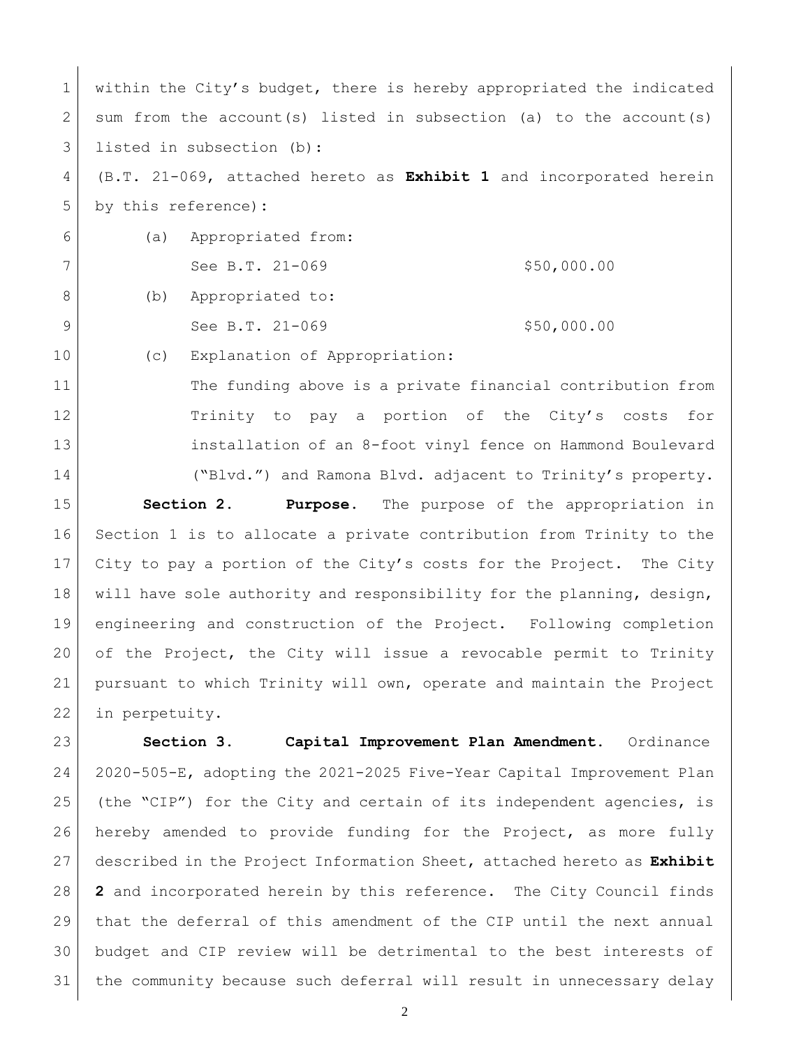within the City's budget, there is hereby appropriated the indicated sum from the account(s) listed in subsection (a) to the account(s) listed in subsection (b):

(B.T. 21-069, attached hereto as **Exhibit 1** and incorporated herein by this reference):

(a) Appropriated from:

See B.T. 21-069 $50,000.00

(b) Appropriated to:

See B.T. 21-069 $50,000.00

(c) Explanation of Appropriation:

The funding above is a private financial contribution from Trinity to pay a portion of the City's costs for installation of an 8-foot vinyl fence on Hammond Boulevard ("Blvd.") and Ramona Blvd. adjacent to Trinity's property.

**Section 2. Purpose.** The purpose of the appropriation in Section 1 is to allocate a private contribution from Trinity to the City to pay a portion of the City's costs for the Project. The City will have sole authority and responsibility for the planning, design, engineering and construction of the Project. Following completion of the Project, the City will issue a revocable permit to Trinity pursuant to which Trinity will own, operate and maintain the Project in perpetuity.

**Section 3. Capital Improvement Plan Amendment.** Ordinance 2020-505-E, adopting the 2021-2025 Five-Year Capital Improvement Plan (the "CIP") for the City and certain of its independent agencies, is hereby amended to provide funding for the Project, as more fully described in the Project Information Sheet, attached hereto as **Exhibit 2** and incorporated herein by this reference. The City Council finds that the deferral of this amendment of the CIP until the next annual budget and CIP review will be detrimental to the best interests of the community because such deferral will result in unnecessary delay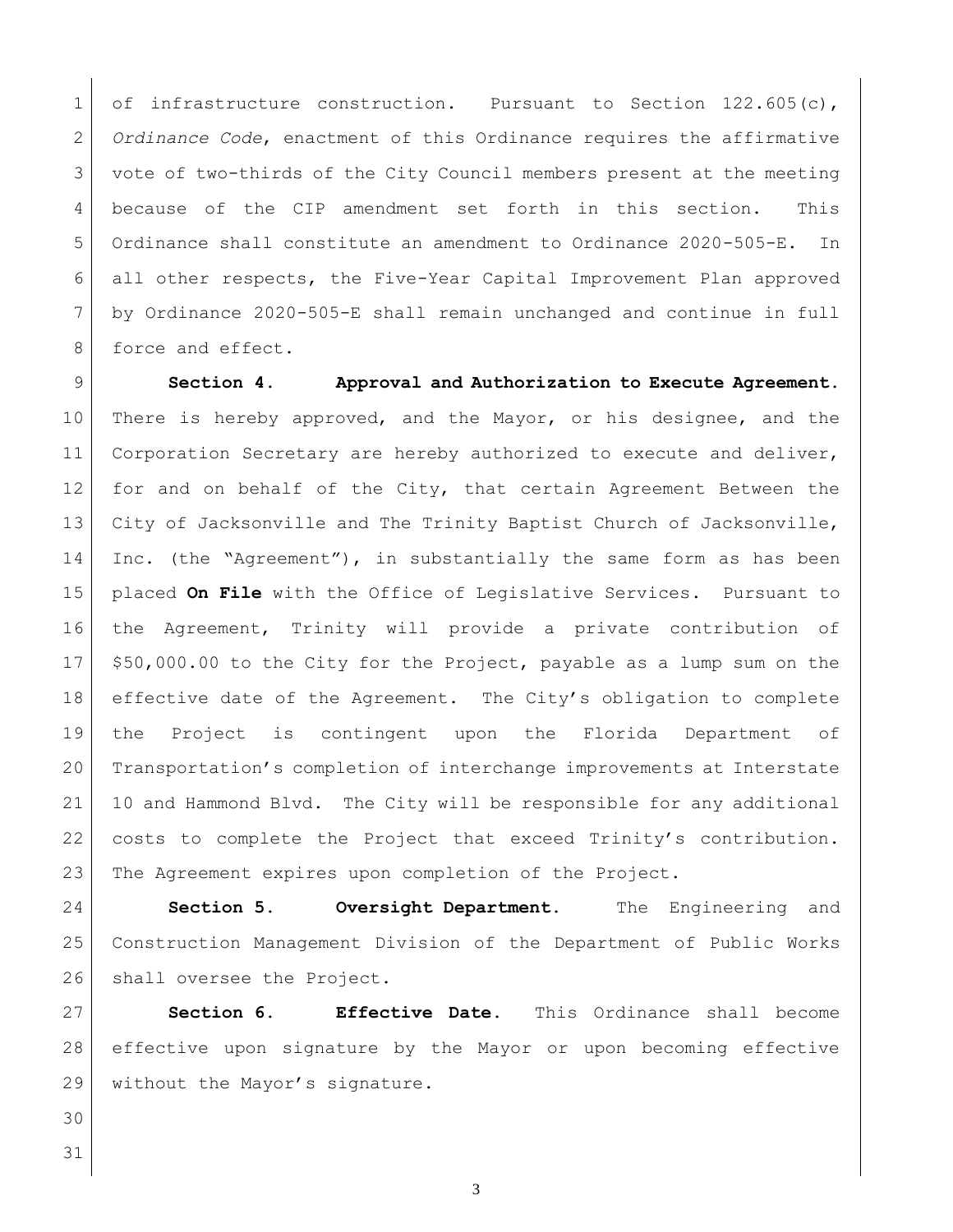of infrastructure construction. Pursuant to Section 122.605(c), *Ordinance Code*, enactment of this Ordinance requires the affirmative vote of two-thirds of the City Council members present at the meeting because of the CIP amendment set forth in this section. This Ordinance shall constitute an amendment to Ordinance 2020-505-E. In all other respects, the Five-Year Capital Improvement Plan approved by Ordinance 2020-505-E shall remain unchanged and continue in full force and effect.

**Section 4. Approval and Authorization to Execute Agreement.** There is hereby approved, and the Mayor, or his designee, and the Corporation Secretary are hereby authorized to execute and deliver, for and on behalf of the City, that certain Agreement Between the City of Jacksonville and The Trinity Baptist Church of Jacksonville, Inc. (the "Agreement"), in substantially the same form as has been placed **On File** with the Office of Legislative Services. Pursuant to the Agreement, Trinity will provide a private contribution of $50,000.00 to the City for the Project, payable as a lump sum on the effective date of the Agreement. The City's obligation to complete the Project is contingent upon the Florida Department of Transportation's completion of interchange improvements at Interstate 10 and Hammond Blvd. The City will be responsible for any additional costs to complete the Project that exceed Trinity's contribution. The Agreement expires upon completion of the Project.

**Section 5. Oversight Department.** The Engineering and Construction Management Division of the Department of Public Works shall oversee the Project.

**Section 6. Effective Date.** This Ordinance shall become effective upon signature by the Mayor or upon becoming effective without the Mayor's signature.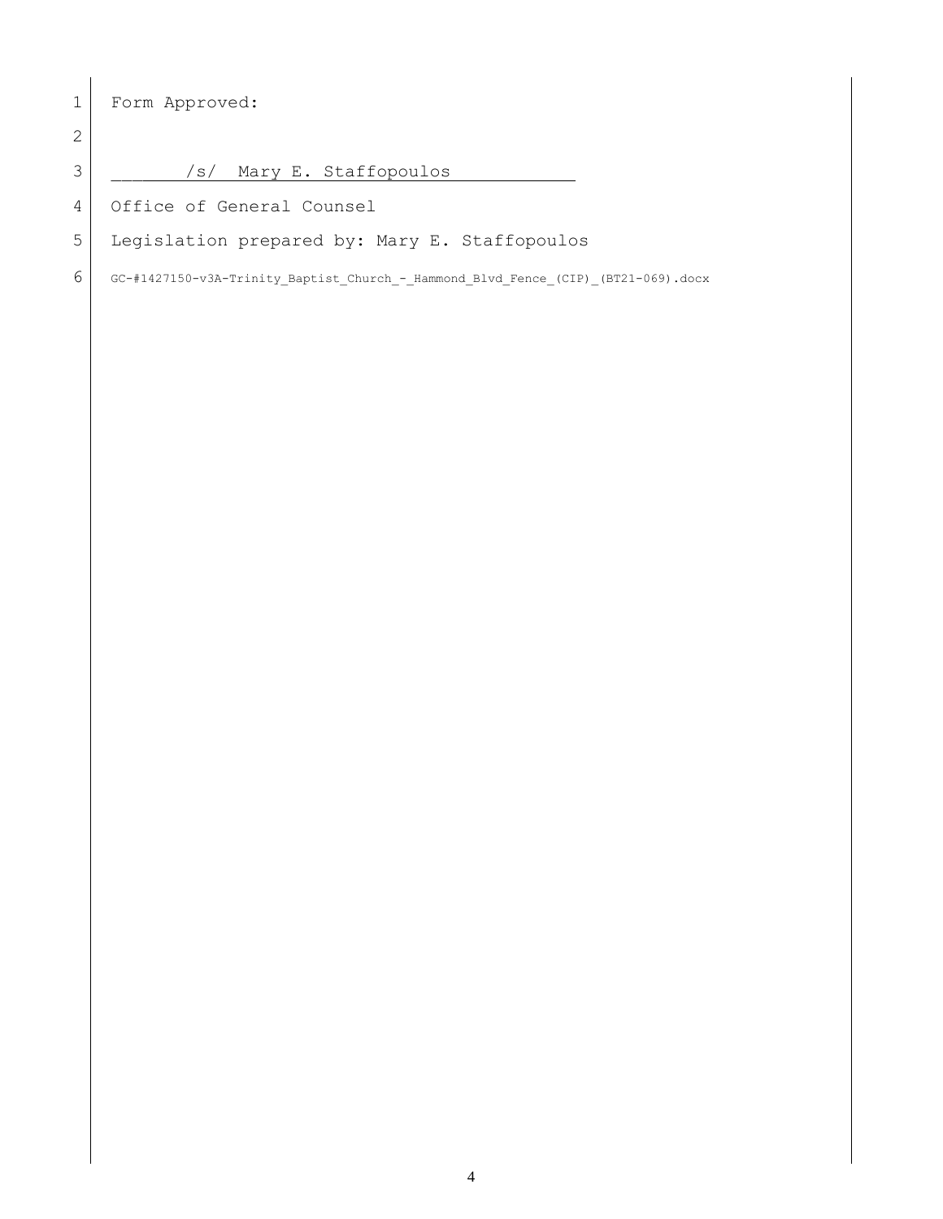Form Approved:

/s/ Mary E. Staffopoulos

Office of General Counsel

Legislation prepared by: Mary E. Staffopoulos

GC-#1427150-v3A-Trinity_Baptist_Church_-_Hammond_Blvd_Fence_(CIP)_(BT21-069).docx